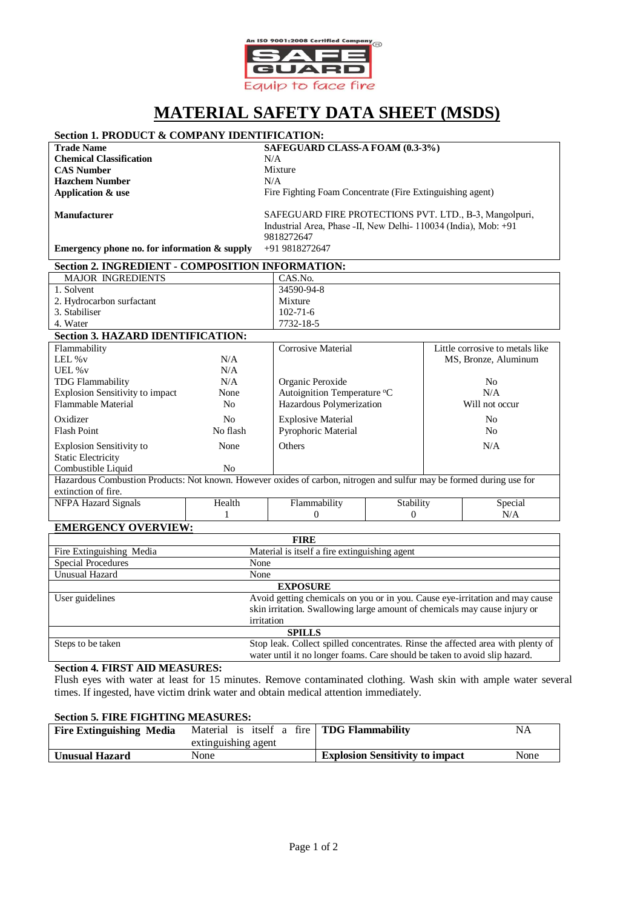An ISO 9001:2008 Certified Company

SAFE GUARD

Equip to face fire

# MATERIAL SAFETY DATA SHEET (MSDS)

## Section 1. PRODUCT & COMPANY IDENTIFICATION:

| | |
|---|---|
| **Trade Name** | **SAFEGUARD CLASS-A FOAM (0.3-3%)** |
| **Chemical Classification** | N/A |
| **CAS Number** | Mixture |
| **Hazchem Number** | N/A |
| **Application & use** | Fire Fighting Foam Concentrate (Fire Extinguishing agent) |
| **Manufacturer** | SAFEGUARD FIRE PROTECTIONS PVT. LTD., B-3, Mangolpuri, Industrial Area, Phase -II, New Delhi- 110034 (India), Mob: +91 9818272647 |
| **Emergency phone no. for information & supply** | +91 9818272647 |

## Section 2. INGREDIENT - COMPOSITION INFORMATION:

| MAJOR INGREDIENTS | CAS.No. |
|---|---|
| 1. Solvent | 34590-94-8 |
| 2. Hydrocarbon surfactant | Mixture |
| 3. Stabiliser | 102-71-6 |
| 4. Water | 7732-18-5 |

## Section 3. HAZARD IDENTIFICATION:

| | | | |
|---|---|---|---|
| Flammability | | Corrosive Material | Little corrosive to metals like MS, Bronze, Aluminum |
| LEL %v | N/A | | |
| UEL %v | N/A | | |
| TDG Flammability | N/A | Organic Peroxide | No |
| Explosion Sensitivity to impact | None | Autoignition Temperature °C | N/A |
| Flammable Material | No | Hazardous Polymerization | Will not occur |
| Oxidizer | No | Explosive Material | No |
| Flash Point | No flash | Pyrophoric Material | No |
| Explosion Sensitivity to Static Electricity | None | Others | N/A |
| Combustible Liquid | No | | |

Hazardous Combustion Products: Not known. However oxides of carbon, nitrogen and sulfur may be formed during use for extinction of fire.

| NFPA Hazard Signals | Health | Flammability | Stability | Special |
|---|---|---|---|---|
| | 1 | 0 | 0 | N/A |

### EMERGENCY OVERVIEW:

| **FIRE** | |
|---|---|
| Fire Extinguishing Media | Material is itself a fire extinguishing agent |
| Special Procedures | None |
| Unusual Hazard | None |
| **EXPOSURE** | |
| User guidelines | Avoid getting chemicals on you or in you. Cause eye-irritation and may cause skin irritation. Swallowing large amount of chemicals may cause injury or irritation |
| **SPILLS** | |
| Steps to be taken | Stop leak. Collect spilled concentrates. Rinse the affected area with plenty of water until it no longer foams. Care should be taken to avoid slip hazard. |

## Section 4. FIRST AID MEASURES:

Flush eyes with water at least for 15 minutes. Remove contaminated clothing. Wash skin with ample water several times. If ingested, have victim drink water and obtain medical attention immediately.

## Section 5. FIRE FIGHTING MEASURES:

| | | | |
|---|---|---|---|
| **Fire Extinguishing Media** | Material is itself a fire extinguishing agent | **TDG Flammability** | NA |
| **Unusual Hazard** | None | **Explosion Sensitivity to impact** | None |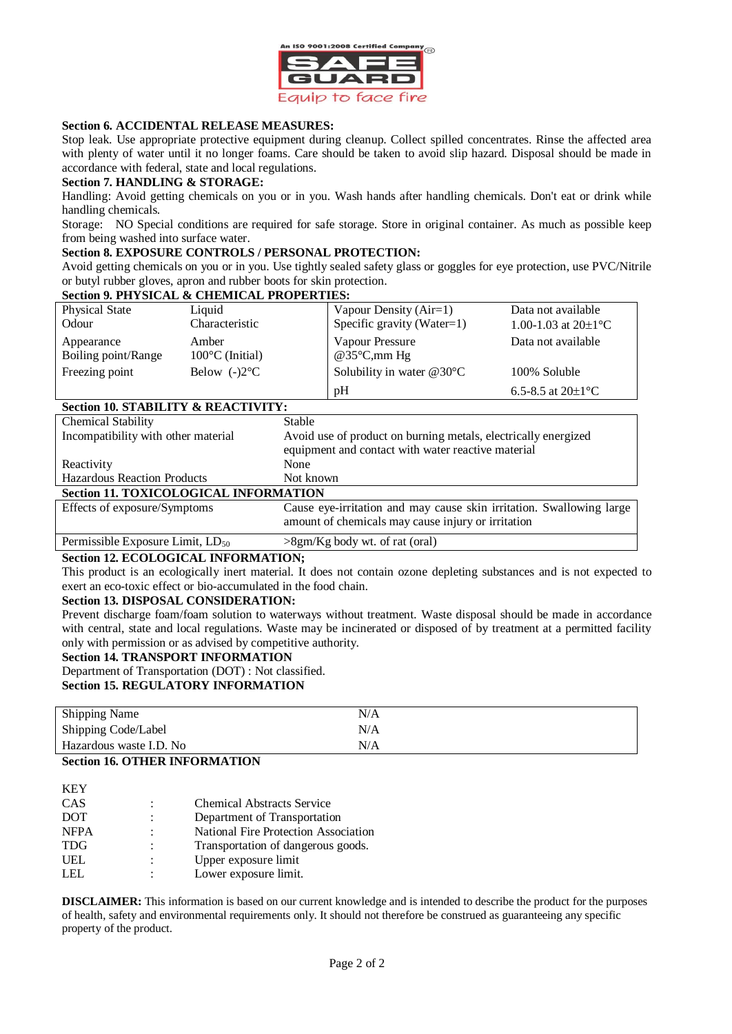An ISO 9001:2008 Certified Company

SAFE GUARD

Equip to face fire

**Section 6. ACCIDENTAL RELEASE MEASURES:**

Stop leak. Use appropriate protective equipment during cleanup. Collect spilled concentrates. Rinse the affected area with plenty of water until it no longer foams. Care should be taken to avoid slip hazard. Disposal should be made in accordance with federal, state and local regulations.

**Section 7. HANDLING & STORAGE:**

Handling: Avoid getting chemicals on you or in you. Wash hands after handling chemicals. Don't eat or drink while handling chemicals.

Storage: NO Special conditions are required for safe storage. Store in original container. As much as possible keep from being washed into surface water.

**Section 8. EXPOSURE CONTROLS / PERSONAL PROTECTION:**

Avoid getting chemicals on you or in you. Use tightly sealed safety glass or goggles for eye protection, use PVC/Nitrile or butyl rubber gloves, apron and rubber boots for skin protection.

**Section 9. PHYSICAL & CHEMICAL PROPERTIES:**

| | | | |
|---|---|---|---|
| Physical State | Liquid | Vapour Density (Air=1) | Data not available |
| Odour | Characteristic | Specific gravity (Water=1) | 1.00-1.03 at 20±1°C |
| Appearance | Amber | Vapour Pressure @35°C,mm Hg | Data not available |
| Boiling point/Range | 100°C (Initial) | | |
| Freezing point | Below (-)2°C | Solubility in water @30°C | 100% Soluble |
| | | pH | 6.5-8.5 at 20±1°C |

**Section 10. STABILITY & REACTIVITY:**

| | |
|---|---|
| Chemical Stability | Stable |
| Incompatibility with other material | Avoid use of product on burning metals, electrically energized equipment and contact with water reactive material |
| Reactivity | None |
| Hazardous Reaction Products | Not known |

**Section 11. TOXICOLOGICAL INFORMATION**

| | |
|---|---|
| Effects of exposure/Symptoms | Cause eye-irritation and may cause skin irritation. Swallowing large amount of chemicals may cause injury or irritation |
| Permissible Exposure Limit, $LD_{50}$ | >8gm/Kg body wt. of rat (oral) |

**Section 12. ECOLOGICAL INFORMATION;**

This product is an ecologically inert material. It does not contain ozone depleting substances and is not expected to exert an eco-toxic effect or bio-accumulated in the food chain.

**Section 13. DISPOSAL CONSIDERATION:**

Prevent discharge foam/foam solution to waterways without treatment. Waste disposal should be made in accordance with central, state and local regulations. Waste may be incinerated or disposed of by treatment at a permitted facility only with permission or as advised by competitive authority.

**Section 14. TRANSPORT INFORMATION**

Department of Transportation (DOT) : Not classified.

**Section 15. REGULATORY INFORMATION**

| | |
|---|---|
| Shipping Name | N/A |
| Shipping Code/Label | N/A |
| Hazardous waste I.D. No | N/A |

**Section 16. OTHER INFORMATION**

KEY

| | | |
|---|---|---|
| CAS | : | Chemical Abstracts Service |
| DOT | : | Department of Transportation |
| NFPA | : | National Fire Protection Association |
| TDG | : | Transportation of dangerous goods. |
| UEL | : | Upper exposure limit |
| LEL | : | Lower exposure limit. |

**DISCLAIMER:** This information is based on our current knowledge and is intended to describe the product for the purposes of health, safety and environmental requirements only. It should not therefore be construed as guaranteeing any specific property of the product.